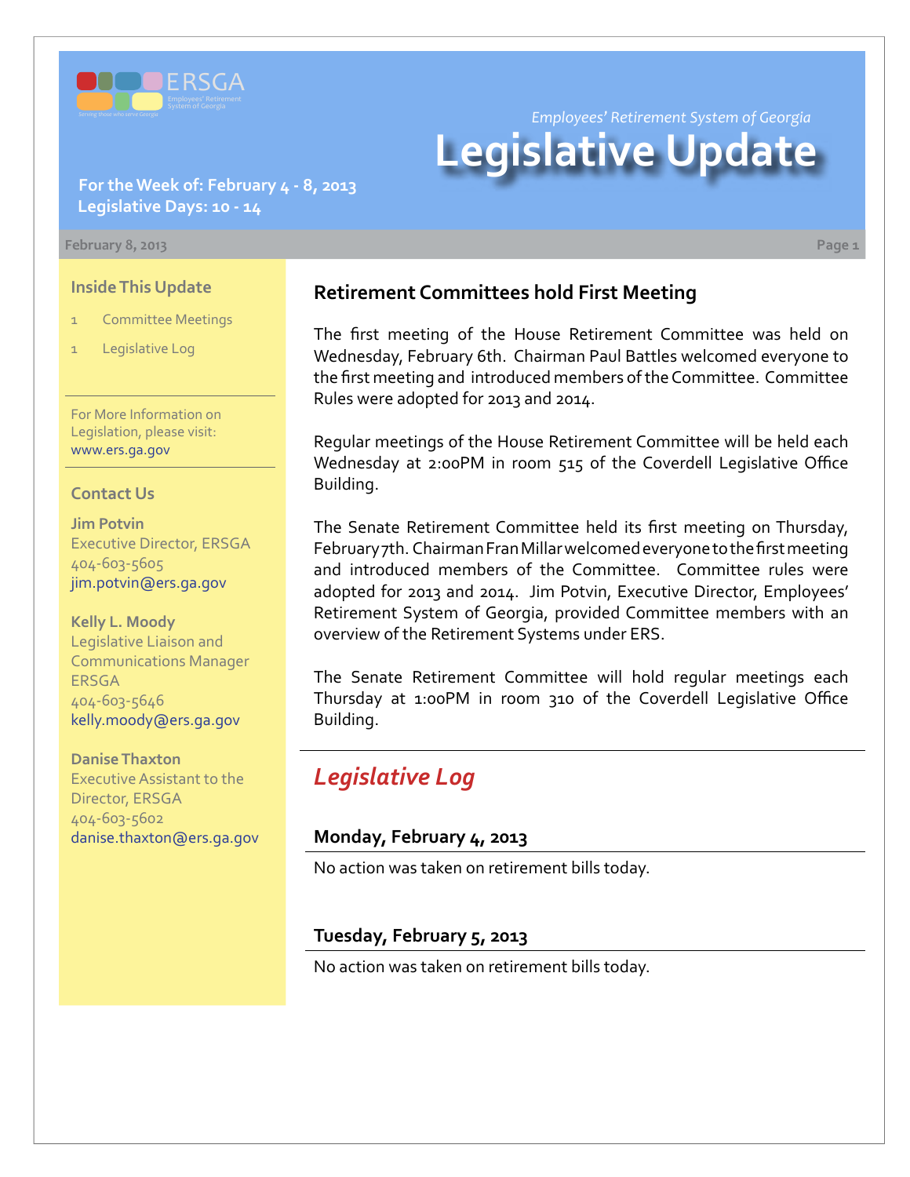# Legislative Update

*Employees' Retirement System of Georgia*

**For the Week of: February 4 - 8, 2013**
**Legislative Days: 10 - 14**

February 8, 2013

## Inside This Update

1 Committee Meetings

1 Legislative Log

For More Information on Legislation, please visit: www.ers.ga.gov

## Contact Us

**Jim Potvin**
Executive Director, ERSGA
404-603-5605
jim.potvin@ers.ga.gov

**Kelly L. Moody**
Legislative Liaison and Communications Manager ERSGA
404-603-5646
kelly.moody@ers.ga.gov

**Danise Thaxton**
Executive Assistant to the Director, ERSGA
404-603-5602
danise.thaxton@ers.ga.gov

## Retirement Committees hold First Meeting

The first meeting of the House Retirement Committee was held on Wednesday, February 6th. Chairman Paul Battles welcomed everyone to the first meeting and introduced members of the Committee. Committee Rules were adopted for 2013 and 2014.

Regular meetings of the House Retirement Committee will be held each Wednesday at 2:00PM in room 515 of the Coverdell Legislative Office Building.

The Senate Retirement Committee held its first meeting on Thursday, February 7th. Chairman Fran Millar welcomed everyone to the first meeting and introduced members of the Committee. Committee rules were adopted for 2013 and 2014. Jim Potvin, Executive Director, Employees' Retirement System of Georgia, provided Committee members with an overview of the Retirement Systems under ERS.

The Senate Retirement Committee will hold regular meetings each Thursday at 1:00PM in room 310 of the Coverdell Legislative Office Building.

## *Legislative Log*

### Monday, February 4, 2013

No action was taken on retirement bills today.

### Tuesday, February 5, 2013

No action was taken on retirement bills today.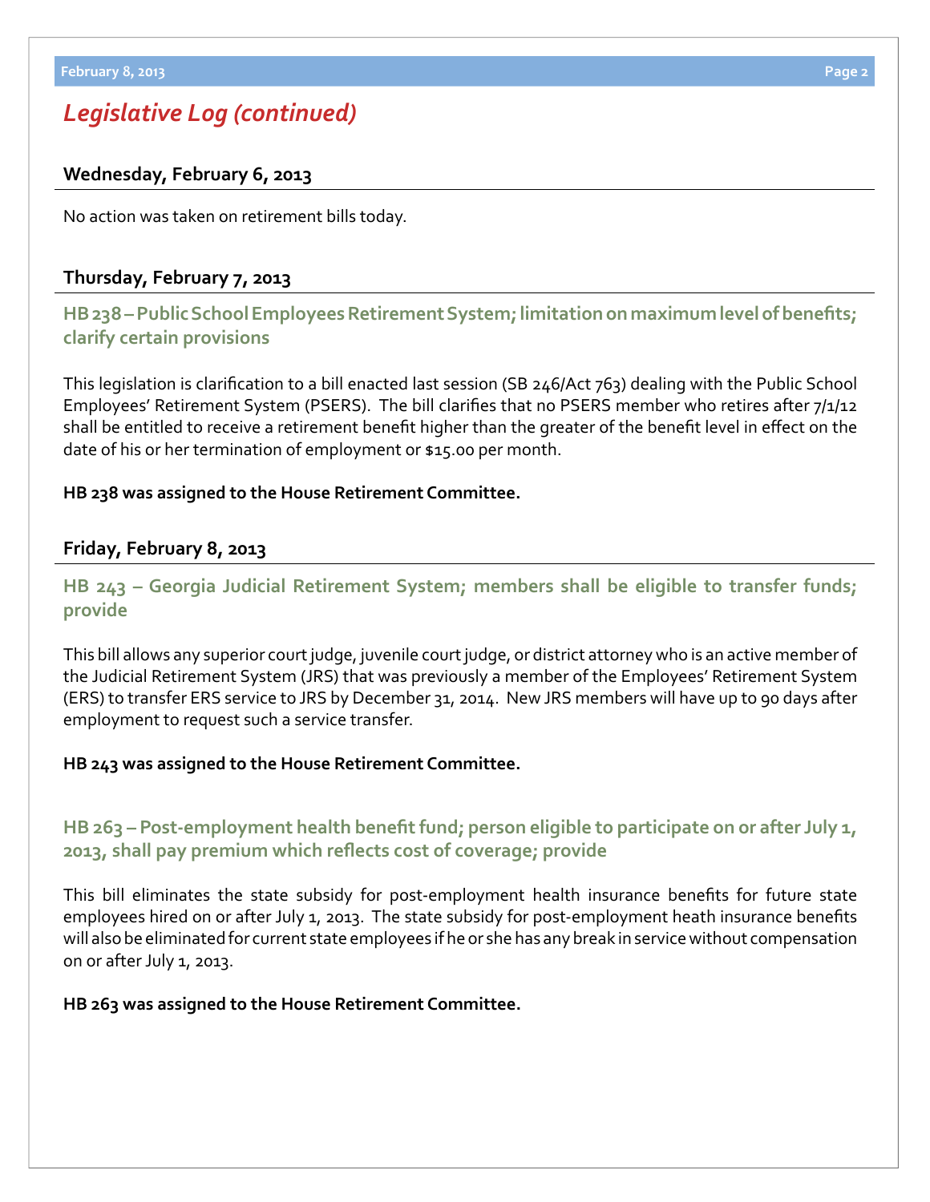## Legislative Log (continued)

### Wednesday, February 6, 2013

No action was taken on retirement bills today.

### Thursday, February 7, 2013

#### HB 238 – Public School Employees Retirement System; limitation on maximum level of benefits; clarify certain provisions

This legislation is clarification to a bill enacted last session (SB 246/Act 763) dealing with the Public School Employees' Retirement System (PSERS). The bill clarifies that no PSERS member who retires after 7/1/12 shall be entitled to receive a retirement benefit higher than the greater of the benefit level in effect on the date of his or her termination of employment or $15.00 per month.

**HB 238 was assigned to the House Retirement Committee.**

### Friday, February 8, 2013

#### HB 243 – Georgia Judicial Retirement System; members shall be eligible to transfer funds; provide

This bill allows any superior court judge, juvenile court judge, or district attorney who is an active member of the Judicial Retirement System (JRS) that was previously a member of the Employees' Retirement System (ERS) to transfer ERS service to JRS by December 31, 2014. New JRS members will have up to 90 days after employment to request such a service transfer.

**HB 243 was assigned to the House Retirement Committee.**

#### HB 263 – Post-employment health benefit fund; person eligible to participate on or after July 1, 2013, shall pay premium which reflects cost of coverage; provide

This bill eliminates the state subsidy for post-employment health insurance benefits for future state employees hired on or after July 1, 2013. The state subsidy for post-employment heath insurance benefits will also be eliminated for current state employees if he or she has any break in service without compensation on or after July 1, 2013.

**HB 263 was assigned to the House Retirement Committee.**